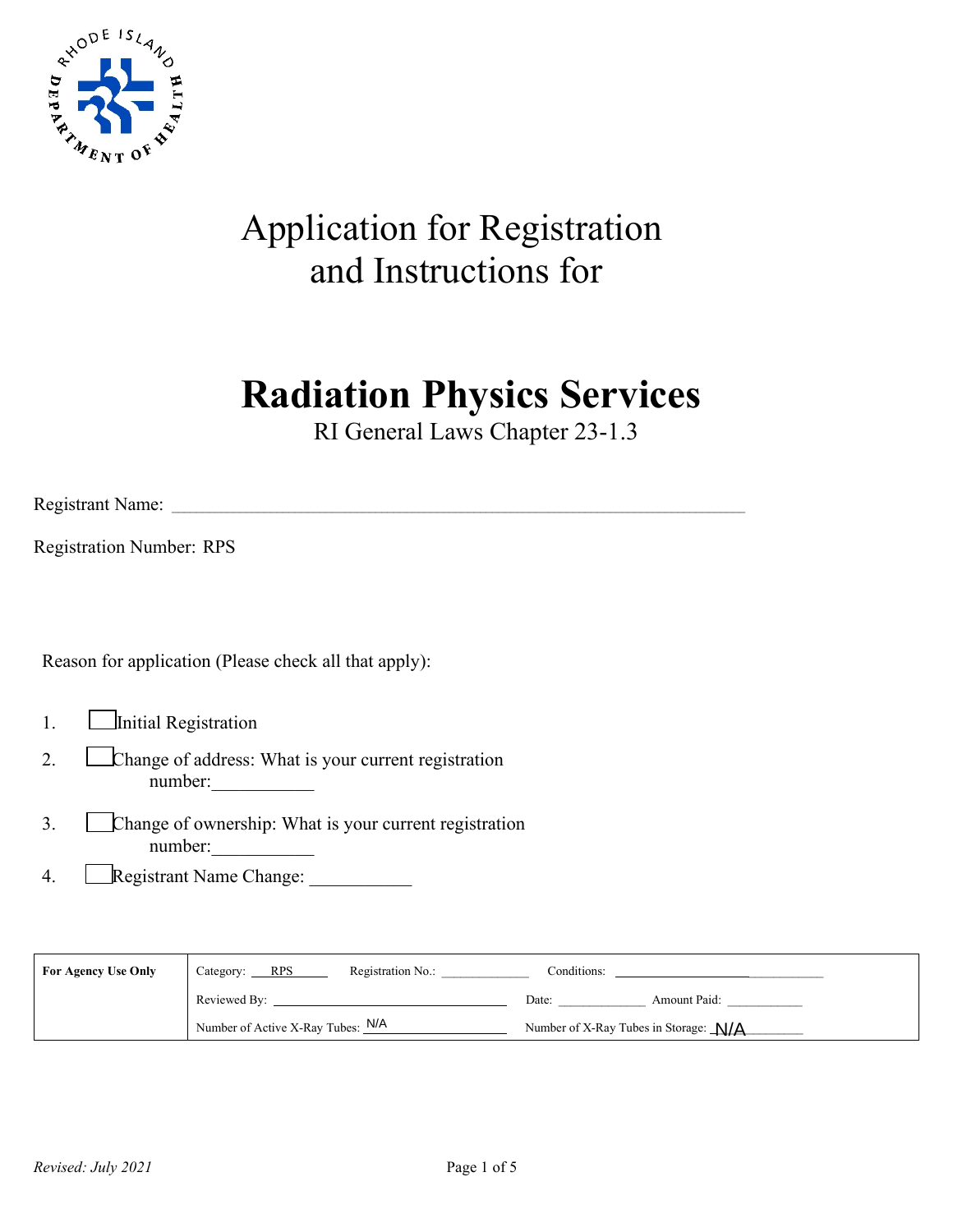# Application for Registration and Instructions for

# Radiation Physics Services

RI General Laws Chapter 23-1.3

Registrant Name: ______________________________________________________________

Registration Number: RPS

Reason for application (Please check all that apply):

1. ☐ Initial Registration
2. ☐ Change of address: What is your current registration number:___________
3. ☐ Change of ownership: What is your current registration number:___________
4. ☐ Registrant Name Change: ___________

| **For Agency Use Only** | Category: RPS | Registration No.: ____________ | Conditions: ____________ |
|---|---|---|---|
| | Reviewed By: ____________ | Date: ____________ | Amount Paid: ____________ |
| | Number of Active X-Ray Tubes: N/A | Number of X-Ray Tubes in Storage: N/A | |

*Revised: July 2021*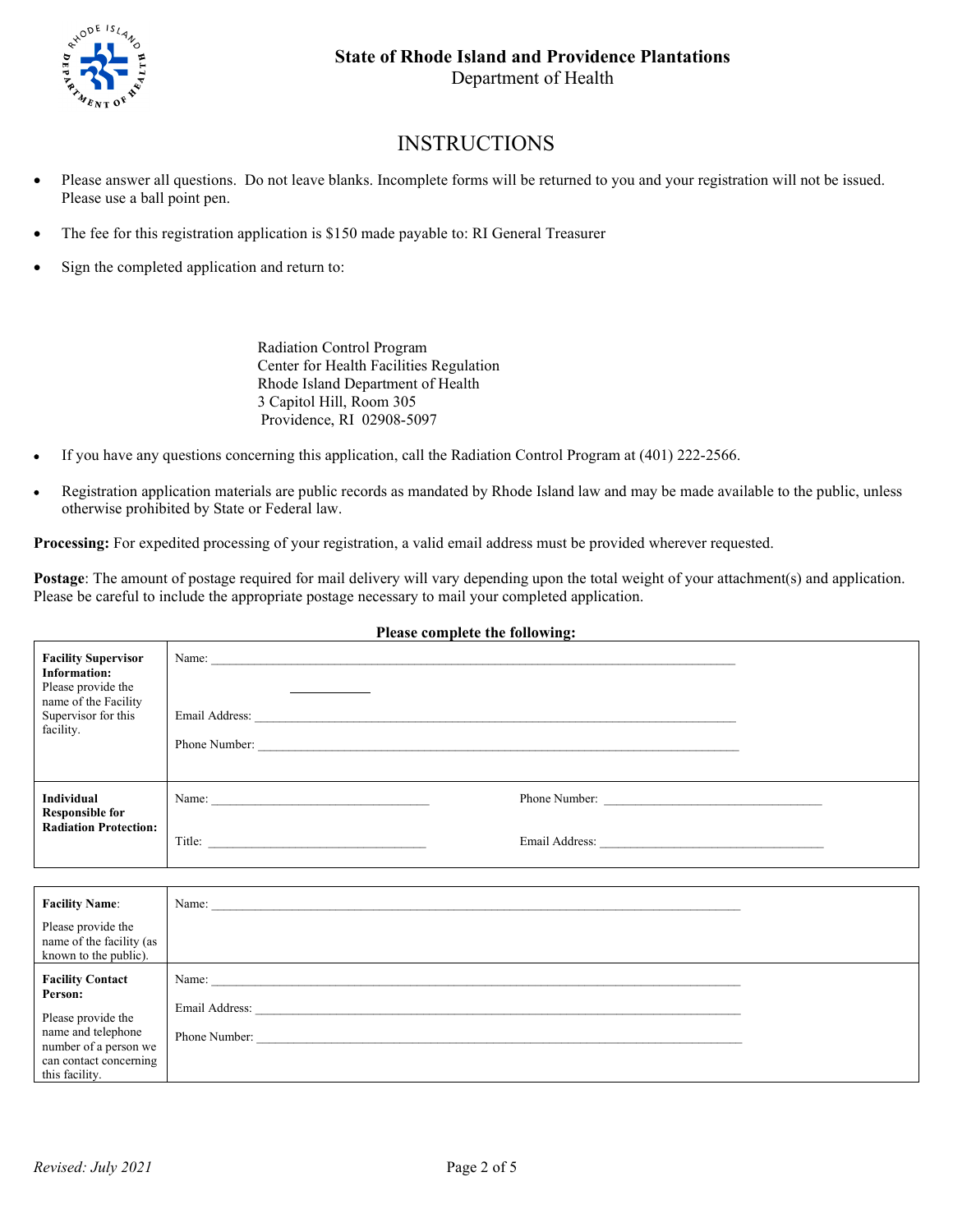**State of Rhode Island and Providence Plantations**
Department of Health

# INSTRUCTIONS

- Please answer all questions. Do not leave blanks. Incomplete forms will be returned to you and your registration will not be issued. Please use a ball point pen.
- The fee for this registration application is $150 made payable to: RI General Treasurer
- Sign the completed application and return to:

  Radiation Control Program
  Center for Health Facilities Regulation
  Rhode Island Department of Health
  3 Capitol Hill, Room 305
  Providence, RI 02908-5097

- If you have any questions concerning this application, call the Radiation Control Program at (401) 222-2566.
- Registration application materials are public records as mandated by Rhode Island law and may be made available to the public, unless otherwise prohibited by State or Federal law.

**Processing:** For expedited processing of your registration, a valid email address must be provided wherever requested.

**Postage**: The amount of postage required for mail delivery will vary depending upon the total weight of your attachment(s) and application. Please be careful to include the appropriate postage necessary to mail your completed application.

**Please complete the following:**

| | | |
|---|---|---|
| **Facility Supervisor Information:** Please provide the name of the Facility Supervisor for this facility. | Name: ______________________<br><br>Email Address: ______________________<br><br>Phone Number: ______________________ | |
| **Individual Responsible for Radiation Protection:** | Name: ______________________<br><br>Title: ______________________ | Phone Number: ______________________<br><br>Email Address: ______________________ |

| | |
|---|---|
| **Facility Name**: Please provide the name of the facility (as known to the public). | Name: ______________________ |
| **Facility Contact Person:** Please provide the name and telephone number of a person we can contact concerning this facility. | Name: ______________________<br><br>Email Address: ______________________<br><br>Phone Number: ______________________ |

*Revised: July 2021*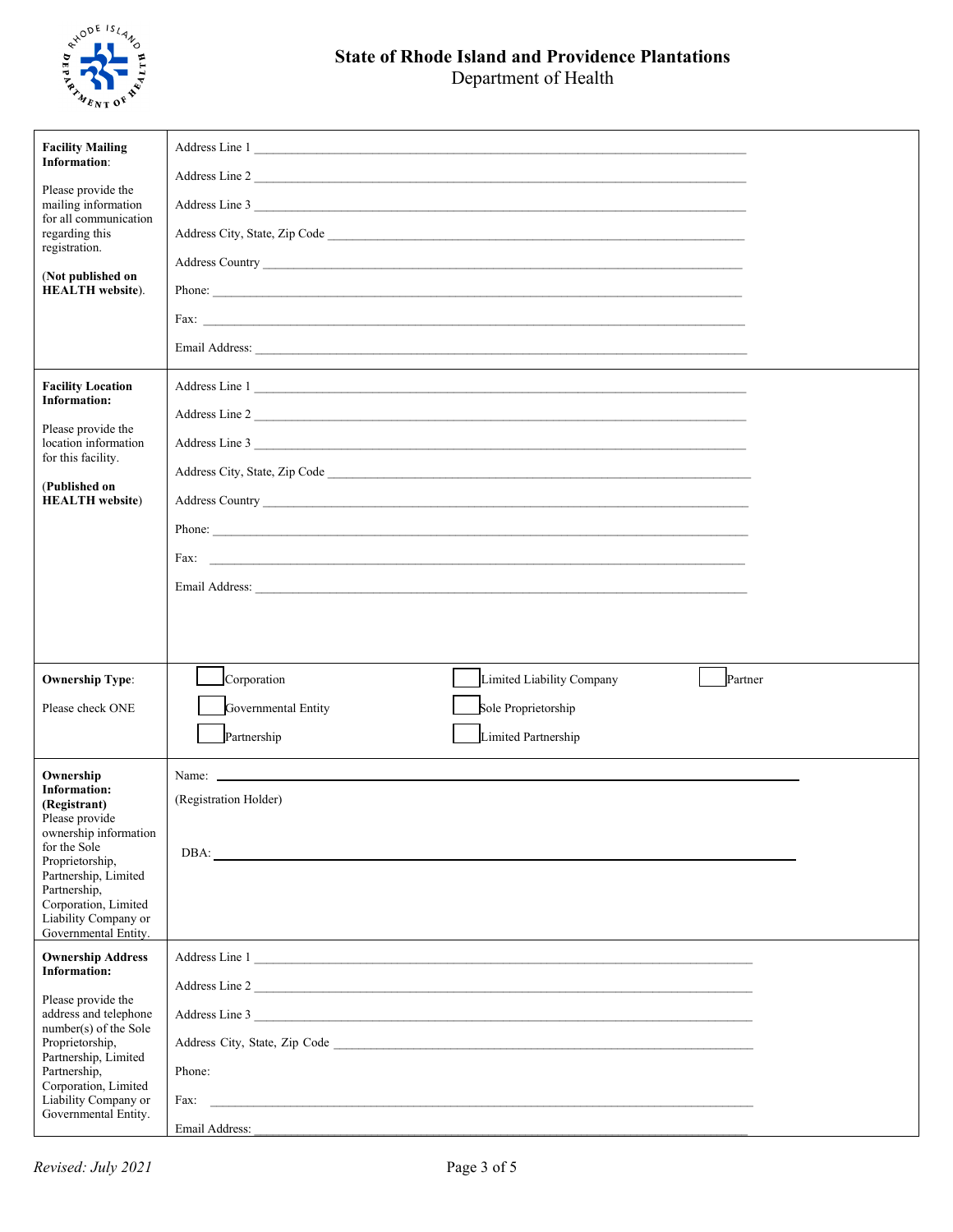**State of Rhode Island and Providence Plantations**
Department of Health

| | |
|---|---|
| **Facility Mailing Information**:<br><br>Please provide the mailing information for all communication regarding this registration.<br><br>(**Not published on HEALTH website**). | Address Line 1 \_\_\_\_\_\_\_\_\_\_\_\_\_\_\_\_\_\_\_\_<br>Address Line 2 \_\_\_\_\_\_\_\_\_\_\_\_\_\_\_\_\_\_\_\_<br>Address Line 3 \_\_\_\_\_\_\_\_\_\_\_\_\_\_\_\_\_\_\_\_<br>Address City, State, Zip Code \_\_\_\_\_\_\_\_\_\_\_\_\_\_\_\_\_\_\_\_<br>Address Country \_\_\_\_\_\_\_\_\_\_\_\_\_\_\_\_\_\_\_\_<br>Phone: \_\_\_\_\_\_\_\_\_\_\_\_\_\_\_\_\_\_\_\_<br>Fax: \_\_\_\_\_\_\_\_\_\_\_\_\_\_\_\_\_\_\_\_<br>Email Address: \_\_\_\_\_\_\_\_\_\_\_\_\_\_\_\_\_\_\_\_ |
| **Facility Location Information:**<br><br>Please provide the location information for this facility.<br><br>(**Published on HEALTH website**) | Address Line 1 \_\_\_\_\_\_\_\_\_\_\_\_\_\_\_\_\_\_\_\_<br>Address Line 2 \_\_\_\_\_\_\_\_\_\_\_\_\_\_\_\_\_\_\_\_<br>Address Line 3 \_\_\_\_\_\_\_\_\_\_\_\_\_\_\_\_\_\_\_\_<br>Address City, State, Zip Code \_\_\_\_\_\_\_\_\_\_\_\_\_\_\_\_\_\_\_\_<br>Address Country \_\_\_\_\_\_\_\_\_\_\_\_\_\_\_\_\_\_\_\_<br>Phone: \_\_\_\_\_\_\_\_\_\_\_\_\_\_\_\_\_\_\_\_<br>Fax: \_\_\_\_\_\_\_\_\_\_\_\_\_\_\_\_\_\_\_\_<br>Email Address: \_\_\_\_\_\_\_\_\_\_\_\_\_\_\_\_\_\_\_\_ |
| **Ownership Type**:<br><br>Please check ONE | ☐ Corporation ☐ Limited Liability Company ☐ Partner<br>☐ Governmental Entity ☐ Sole Proprietorship<br>☐ Partnership ☐ Limited Partnership |
| **Ownership Information: (Registrant)**<br>Please provide ownership information for the Sole Proprietorship, Partnership, Limited Partnership, Corporation, Limited Liability Company or Governmental Entity. | Name: \_\_\_\_\_\_\_\_\_\_\_\_\_\_\_\_\_\_\_\_<br>(Registration Holder)<br><br>DBA: \_\_\_\_\_\_\_\_\_\_\_\_\_\_\_\_\_\_\_\_ |
| **Ownership Address Information:**<br><br>Please provide the address and telephone number(s) of the Sole Proprietorship, Partnership, Limited Partnership, Corporation, Limited Liability Company or Governmental Entity. | Address Line 1 \_\_\_\_\_\_\_\_\_\_\_\_\_\_\_\_\_\_\_\_<br>Address Line 2 \_\_\_\_\_\_\_\_\_\_\_\_\_\_\_\_\_\_\_\_<br>Address Line 3 \_\_\_\_\_\_\_\_\_\_\_\_\_\_\_\_\_\_\_\_<br>Address City, State, Zip Code \_\_\_\_\_\_\_\_\_\_\_\_\_\_\_\_\_\_\_\_<br>Phone:<br>Fax: \_\_\_\_\_\_\_\_\_\_\_\_\_\_\_\_\_\_\_\_<br>Email Address: \_\_\_\_\_\_\_\_\_\_\_\_\_\_\_\_\_\_\_\_ |

*Revised: July 2021*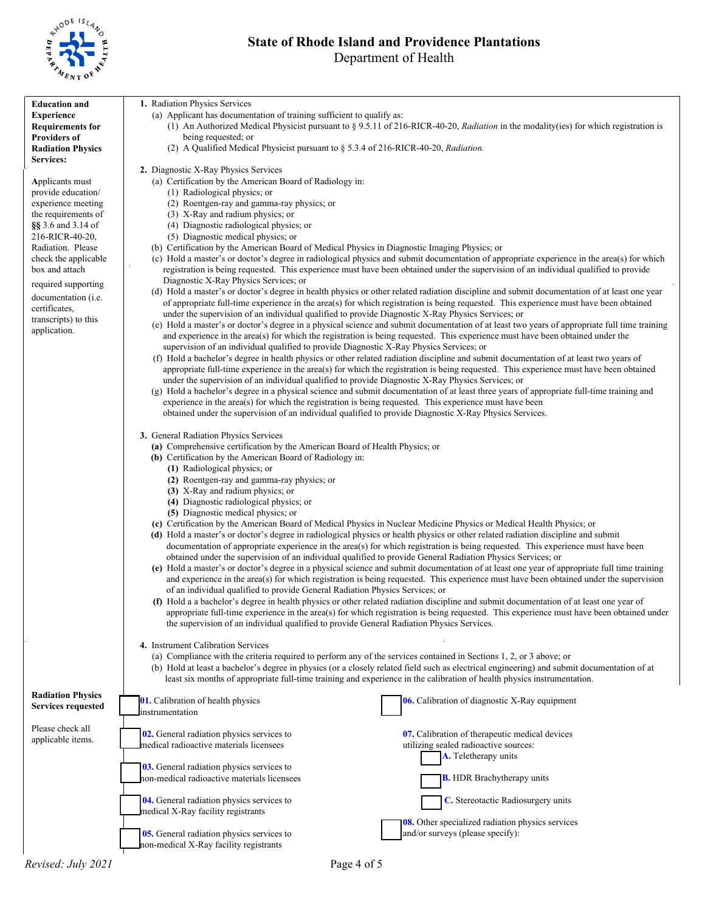# State of Rhode Island and Providence Plantations

Department of Health

**Education and Experience Requirements for Providers of Radiation Physics Services:**

Applicants must provide education/experience meeting the requirements of **§§** 3.6 and 3.14 of 216-RICR-40-20, Radiation. Please check the applicable box and attach required supporting documentation (i.e. certificates, transcripts) to this application.

**1.** Radiation Physics Services

- (a) Applicant has documentation of training sufficient to qualify as:
  - (1) An Authorized Medical Physicist pursuant to § 9.5.11 of 216-RICR-40-20, *Radiation* in the modality(ies) for which registration is being requested; or
  - (2) A Qualified Medical Physicist pursuant to § 5.3.4 of 216-RICR-40-20, *Radiation.*

**2.** Diagnostic X-Ray Physics Services

- (a) Certification by the American Board of Radiology in:
  - (1) Radiological physics; or
  - (2) Roentgen-ray and gamma-ray physics; or
  - (3) X-Ray and radium physics; or
  - (4) Diagnostic radiological physics; or
  - (5) Diagnostic medical physics; or
- (b) Certification by the American Board of Medical Physics in Diagnostic Imaging Physics; or
- (c) Hold a master's or doctor's degree in radiological physics and submit documentation of appropriate experience in the area(s) for which registration is being requested. This experience must have been obtained under the supervision of an individual qualified to provide Diagnostic X-Ray Physics Services; or
- (d) Hold a master's or doctor's degree in health physics or other related radiation discipline and submit documentation of at least one year of appropriate full-time experience in the area(s) for which registration is being requested. This experience must have been obtained under the supervision of an individual qualified to provide Diagnostic X-Ray Physics Services; or
- (e) Hold a master's or doctor's degree in a physical science and submit documentation of at least two years of appropriate full time training and experience in the area(s) for which the registration is being requested. This experience must have been obtained under the supervision of an individual qualified to provide Diagnostic X-Ray Physics Services; or
- (f) Hold a bachelor's degree in health physics or other related radiation discipline and submit documentation of at least two years of appropriate full-time experience in the area(s) for which the registration is being requested. This experience must have been obtained under the supervision of an individual qualified to provide Diagnostic X-Ray Physics Services; or
- (g) Hold a bachelor's degree in a physical science and submit documentation of at least three years of appropriate full-time training and experience in the area(s) for which the registration is being requested. This experience must have been obtained under the supervision of an individual qualified to provide Diagnostic X-Ray Physics Services.

**3.** General Radiation Physics Services

- **(a)** Comprehensive certification by the American Board of Health Physics; or
- **(b)** Certification by the American Board of Radiology in:
  - **(1)** Radiological physics; or
  - **(2)** Roentgen-ray and gamma-ray physics; or
  - **(3)** X-Ray and radium physics; or
  - **(4)** Diagnostic radiological physics; or
  - **(5)** Diagnostic medical physics; or
- **(c)** Certification by the American Board of Medical Physics in Nuclear Medicine Physics or Medical Health Physics; or
- **(d)** Hold a master's or doctor's degree in radiological physics or health physics or other related radiation discipline and submit documentation of appropriate experience in the area(s) for which registration is being requested. This experience must have been obtained under the supervision of an individual qualified to provide General Radiation Physics Services; or
- **(e)** Hold a master's or doctor's degree in a physical science and submit documentation of at least one year of appropriate full time training and experience in the area(s) for which registration is being requested. This experience must have been obtained under the supervision of an individual qualified to provide General Radiation Physics Services; or
- **(f)** Hold a a bachelor's degree in health physics or other related radiation discipline and submit documentation of at least one year of appropriate full-time experience in the area(s) for which registration is being requested. This experience must have been obtained under the supervision of an individual qualified to provide General Radiation Physics Services.

**4.** Instrument Calibration Services

- (a) Compliance with the criteria required to perform any of the services contained in Sections 1, 2, or 3 above; or
- (b) Hold at least a bachelor's degree in physics (or a closely related field such as electrical engineering) and submit documentation of at least six months of appropriate full-time training and experience in the calibration of health physics instrumentation.

**Radiation Physics Services requested**

Please check all applicable items.

- ☐ **01.** Calibration of health physics instrumentation
- ☐ **02.** General radiation physics services to medical radioactive materials licensees
- ☐ **03.** General radiation physics services to non-medical radioactive materials licensees
- ☐ **04.** General radiation physics services to medical X-Ray facility registrants
- ☐ **05.** General radiation physics services to non-medical X-Ray facility registrants
- ☐ **06.** Calibration of diagnostic X-Ray equipment
- **07.** Calibration of therapeutic medical devices utilizing sealed radioactive sources:
  - ☐ **A.** Teletherapy units
  - ☐ **B.** HDR Brachytherapy units
  - ☐ **C.** Stereotactic Radiosurgery units
- ☐ **08.** Other specialized radiation physics services and/or surveys (please specify):

*Revised: July 2021*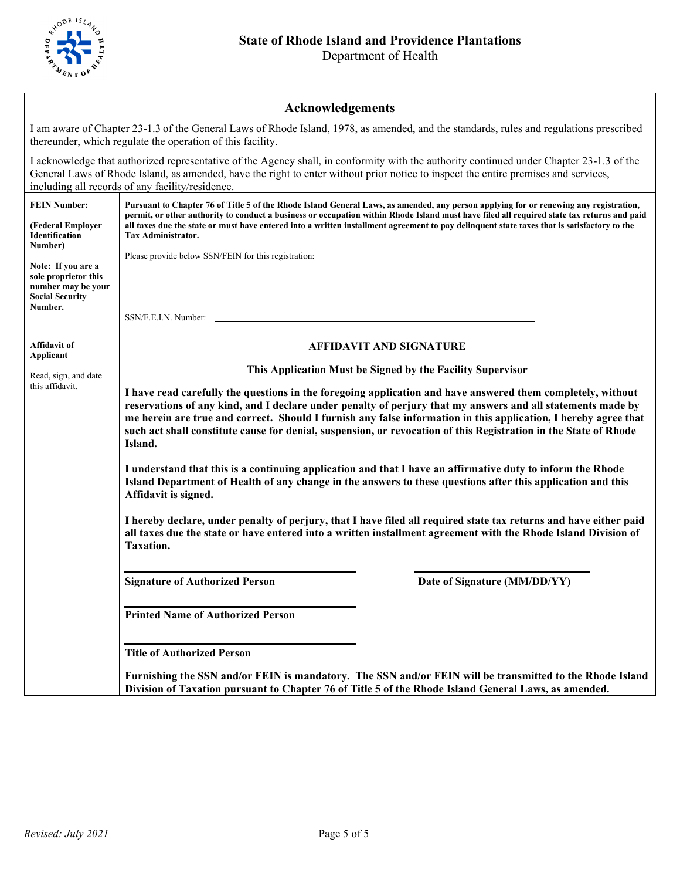**State of Rhode Island and Providence Plantations**
Department of Health

## Acknowledgements

I am aware of Chapter 23-1.3 of the General Laws of Rhode Island, 1978, as amended, and the standards, rules and regulations prescribed thereunder, which regulate the operation of this facility.

I acknowledge that authorized representative of the Agency shall, in conformity with the authority continued under Chapter 23-1.3 of the General Laws of Rhode Island, as amended, have the right to enter without prior notice to inspect the entire premises and services, including all records of any facility/residence.

| | |
|---|---|
| **FEIN Number:**<br><br>**(Federal Employer Identification Number)**<br><br>**Note: If you are a sole proprietor this number may be your Social Security Number.** | **Pursuant to Chapter 76 of Title 5 of the Rhode Island General Laws, as amended, any person applying for or renewing any registration, permit, or other authority to conduct a business or occupation within Rhode Island must have filed all required state tax returns and paid all taxes due the state or must have entered into a written installment agreement to pay delinquent state taxes that is satisfactory to the Tax Administrator.**<br><br>Please provide below SSN/FEIN for this registration:<br><br>SSN/F.E.I.N. Number: ____________________ |
| **Affidavit of Applicant**<br><br>Read, sign, and date this affidavit. | **AFFIDAVIT AND SIGNATURE**<br><br>**This Application Must be Signed by the Facility Supervisor**<br><br>**I have read carefully the questions in the foregoing application and have answered them completely, without reservations of any kind, and I declare under penalty of perjury that my answers and all statements made by me herein are true and correct. Should I furnish any false information in this application, I hereby agree that such act shall constitute cause for denial, suspension, or revocation of this Registration in the State of Rhode Island.**<br><br>**I understand that this is a continuing application and that I have an affirmative duty to inform the Rhode Island Department of Health of any change in the answers to these questions after this application and this Affidavit is signed.**<br><br>**I hereby declare, under penalty of perjury, that I have filed all required state tax returns and have either paid all taxes due the state or have entered into a written installment agreement with the Rhode Island Division of Taxation.**<br><br>____________________ ____________________<br>**Signature of Authorized Person** **Date of Signature (MM/DD/YY)**<br><br>____________________<br>**Printed Name of Authorized Person**<br><br>____________________<br>**Title of Authorized Person**<br><br>**Furnishing the SSN and/or FEIN is mandatory. The SSN and/or FEIN will be transmitted to the Rhode Island Division of Taxation pursuant to Chapter 76 of Title 5 of the Rhode Island General Laws, as amended.** |

*Revised: July 2021*